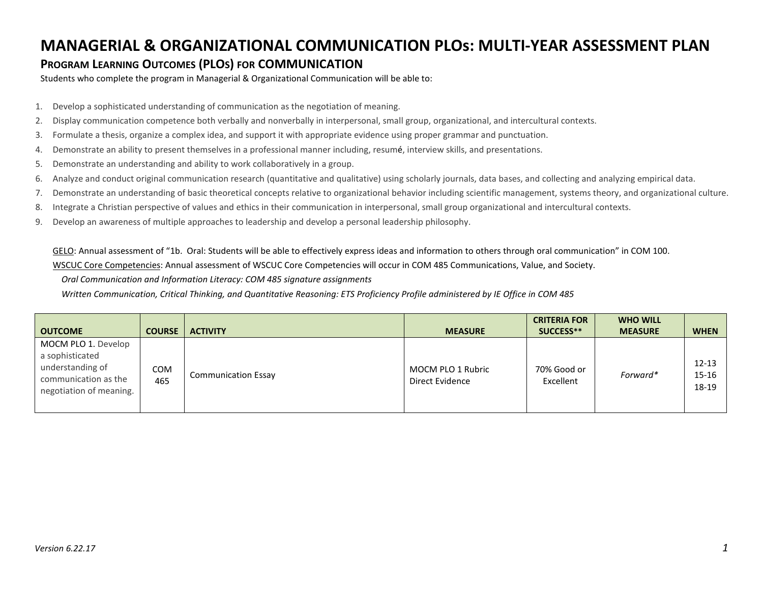# MANAGERIAL & ORGANIZATIONAL COMMUNICATION PLOs: MULTI-YEAR ASSESSMENT PLAN

## PROGRAM LEARNING OUTCOMES (PLOs) FOR COMMUNICATION

Students who complete the program in Managerial & Organizational Communication will be able to:

1. Develop a sophisticated understanding of communication as the negotiation of meaning.
2. Display communication competence both verbally and nonverbally in interpersonal, small group, organizational, and intercultural contexts.
3. Formulate a thesis, organize a complex idea, and support it with appropriate evidence using proper grammar and punctuation.
4. Demonstrate an ability to present themselves in a professional manner including, resumé, interview skills, and presentations.
5. Demonstrate an understanding and ability to work collaboratively in a group.
6. Analyze and conduct original communication research (quantitative and qualitative) using scholarly journals, data bases, and collecting and analyzing empirical data.
7. Demonstrate an understanding of basic theoretical concepts relative to organizational behavior including scientific management, systems theory, and organizational culture.
8. Integrate a Christian perspective of values and ethics in their communication in interpersonal, small group organizational and intercultural contexts.
9. Develop an awareness of multiple approaches to leadership and develop a personal leadership philosophy.

GELO: Annual assessment of "1b. Oral: Students will be able to effectively express ideas and information to others through oral communication" in COM 100.

WSCUC Core Competencies: Annual assessment of WSCUC Core Competencies will occur in COM 485 Communications, Value, and Society.

*Oral Communication and Information Literacy: COM 485 signature assignments*

*Written Communication, Critical Thinking, and Quantitative Reasoning: ETS Proficiency Profile administered by IE Office in COM 485*

| OUTCOME | COURSE | ACTIVITY | MEASURE | CRITERIA FOR SUCCESS** | WHO WILL MEASURE | WHEN |
|---|---|---|---|---|---|---|
| MOCM PLO 1. Develop a sophisticated understanding of communication as the negotiation of meaning. | COM 465 | Communication Essay | MOCM PLO 1 Rubric Direct Evidence | 70% Good or Excellent | *Forward** | 12-13 15-16 18-19 |

*Version 6.22.17*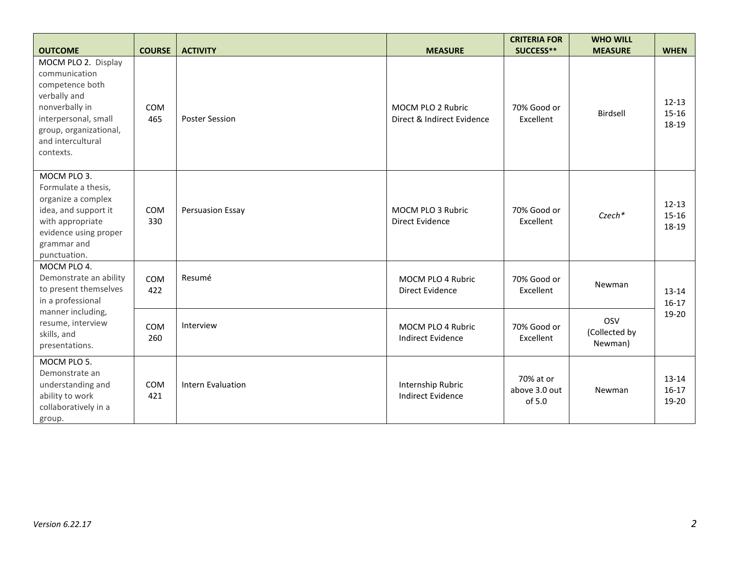| OUTCOME | COURSE | ACTIVITY | MEASURE | CRITERIA FOR SUCCESS** | WHO WILL MEASURE | WHEN |
|---|---|---|---|---|---|---|
| MOCM PLO 2. Display communication competence both verbally and nonverbally in interpersonal, small group, organizational, and intercultural contexts. | COM 465 | Poster Session | MOCM PLO 2 Rubric Direct & Indirect Evidence | 70% Good or Excellent | Birdsell | 12-13 15-16 18-19 |
| MOCM PLO 3. Formulate a thesis, organize a complex idea, and support it with appropriate evidence using proper grammar and punctuation. | COM 330 | Persuasion Essay | MOCM PLO 3 Rubric Direct Evidence | 70% Good or Excellent | *Czech** | 12-13 15-16 18-19 |
| MOCM PLO 4. Demonstrate an ability to present themselves in a professional manner including, resume, interview skills, and presentations. | COM 422 | Resumé | MOCM PLO 4 Rubric Direct Evidence | 70% Good or Excellent | Newman | 13-14 16-17 19-20 |
| | COM 260 | Interview | MOCM PLO 4 Rubric Indirect Evidence | 70% Good or Excellent | OSV (Collected by Newman) | |
| MOCM PLO 5. Demonstrate an understanding and ability to work collaboratively in a group. | COM 421 | Intern Evaluation | Internship Rubric Indirect Evidence | 70% at or above 3.0 out of 5.0 | Newman | 13-14 16-17 19-20 |

*Version 6.22.17*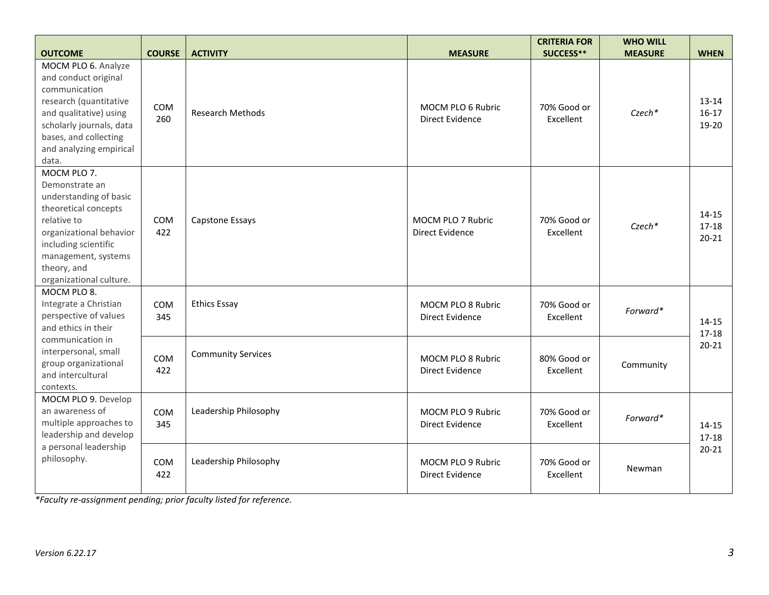| OUTCOME | COURSE | ACTIVITY | MEASURE | CRITERIA FOR SUCCESS** | WHO WILL MEASURE | WHEN |
|---|---|---|---|---|---|---|
| MOCM PLO 6. Analyze and conduct original communication research (quantitative and qualitative) using scholarly journals, data bases, and collecting and analyzing empirical data. | COM 260 | Research Methods | MOCM PLO 6 Rubric Direct Evidence | 70% Good or Excellent | *Czech** | 13-14 16-17 19-20 |
| MOCM PLO 7. Demonstrate an understanding of basic theoretical concepts relative to organizational behavior including scientific management, systems theory, and organizational culture. | COM 422 | Capstone Essays | MOCM PLO 7 Rubric Direct Evidence | 70% Good or Excellent | *Czech** | 14-15 17-18 20-21 |
| MOCM PLO 8. Integrate a Christian perspective of values and ethics in their communication in interpersonal, small group organizational and intercultural contexts. | COM 345 | Ethics Essay | MOCM PLO 8 Rubric Direct Evidence | 70% Good or Excellent | *Forward** | 14-15 17-18 20-21 |
| | COM 422 | Community Services | MOCM PLO 8 Rubric Direct Evidence | 80% Good or Excellent | Community | |
| MOCM PLO 9. Develop an awareness of multiple approaches to leadership and develop a personal leadership philosophy. | COM 345 | Leadership Philosophy | MOCM PLO 9 Rubric Direct Evidence | 70% Good or Excellent | *Forward** | 14-15 17-18 20-21 |
| | COM 422 | Leadership Philosophy | MOCM PLO 9 Rubric Direct Evidence | 70% Good or Excellent | Newman | |

*\*Faculty re-assignment pending; prior faculty listed for reference.*

*Version 6.22.17*